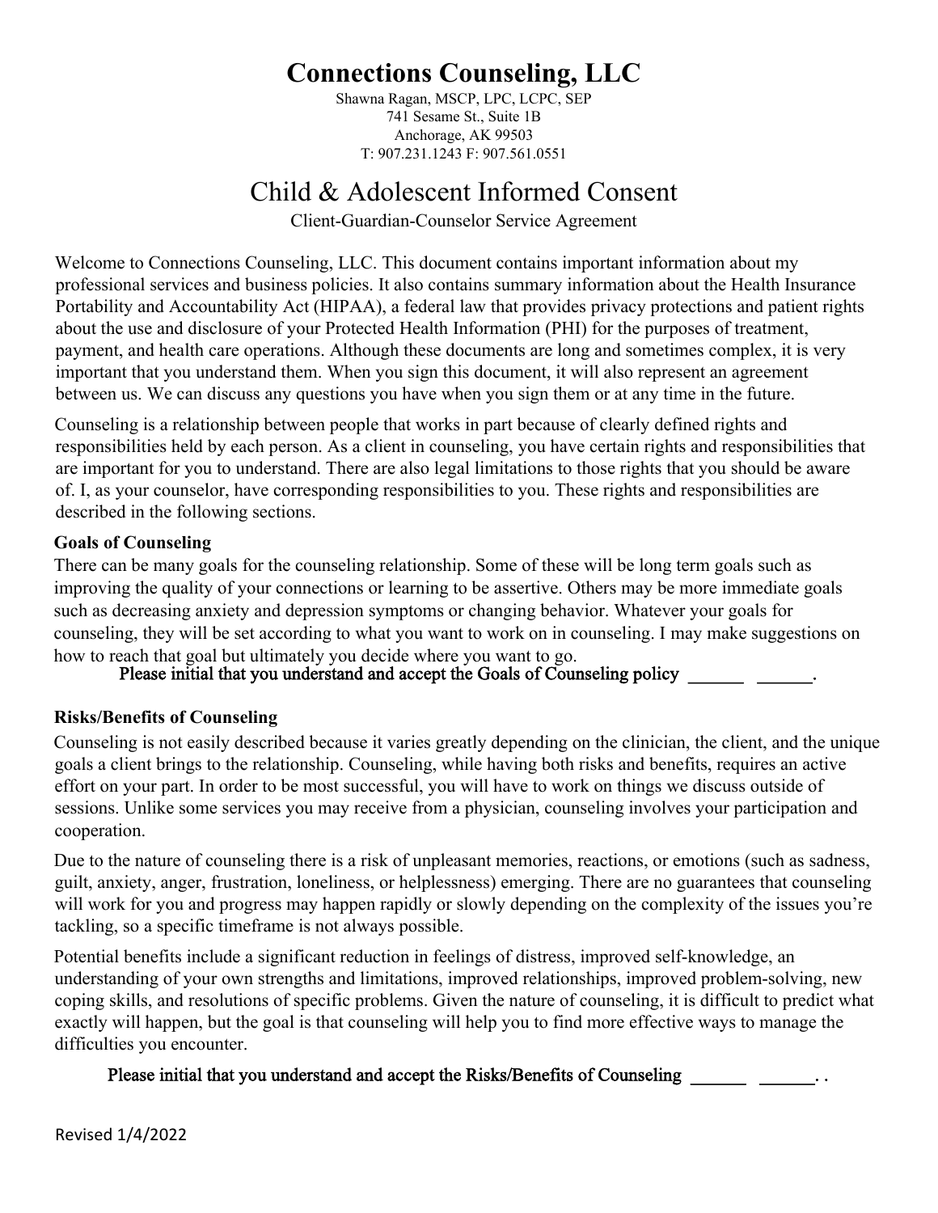# Connections Counseling, LLC

Shawna Ragan, MSCP, LPC, LCPC, SEP
741 Sesame St., Suite 1B
Anchorage, AK 99503
T: 907.231.1243 F: 907.561.0551

## Child & Adolescent Informed Consent

Client-Guardian-Counselor Service Agreement

Welcome to Connections Counseling, LLC. This document contains important information about my professional services and business policies. It also contains summary information about the Health Insurance Portability and Accountability Act (HIPAA), a federal law that provides privacy protections and patient rights about the use and disclosure of your Protected Health Information (PHI) for the purposes of treatment, payment, and health care operations. Although these documents are long and sometimes complex, it is very important that you understand them. When you sign this document, it will also represent an agreement between us. We can discuss any questions you have when you sign them or at any time in the future.

Counseling is a relationship between people that works in part because of clearly defined rights and responsibilities held by each person. As a client in counseling, you have certain rights and responsibilities that are important for you to understand. There are also legal limitations to those rights that you should be aware of. I, as your counselor, have corresponding responsibilities to you. These rights and responsibilities are described in the following sections.

**Goals of Counseling**

There can be many goals for the counseling relationship. Some of these will be long term goals such as improving the quality of your connections or learning to be assertive. Others may be more immediate goals such as decreasing anxiety and depression symptoms or changing behavior. Whatever your goals for counseling, they will be set according to what you want to work on in counseling. I may make suggestions on how to reach that goal but ultimately you decide where you want to go.

**Please initial that you understand and accept the Goals of Counseling policy ______ ______.**

**Risks/Benefits of Counseling**

Counseling is not easily described because it varies greatly depending on the clinician, the client, and the unique goals a client brings to the relationship. Counseling, while having both risks and benefits, requires an active effort on your part. In order to be most successful, you will have to work on things we discuss outside of sessions. Unlike some services you may receive from a physician, counseling involves your participation and cooperation.

Due to the nature of counseling there is a risk of unpleasant memories, reactions, or emotions (such as sadness, guilt, anxiety, anger, frustration, loneliness, or helplessness) emerging. There are no guarantees that counseling will work for you and progress may happen rapidly or slowly depending on the complexity of the issues you're tackling, so a specific timeframe is not always possible.

Potential benefits include a significant reduction in feelings of distress, improved self-knowledge, an understanding of your own strengths and limitations, improved relationships, improved problem-solving, new coping skills, and resolutions of specific problems. Given the nature of counseling, it is difficult to predict what exactly will happen, but the goal is that counseling will help you to find more effective ways to manage the difficulties you encounter.

**Please initial that you understand and accept the Risks/Benefits of Counseling ______ ______. .**

Revised 1/4/2022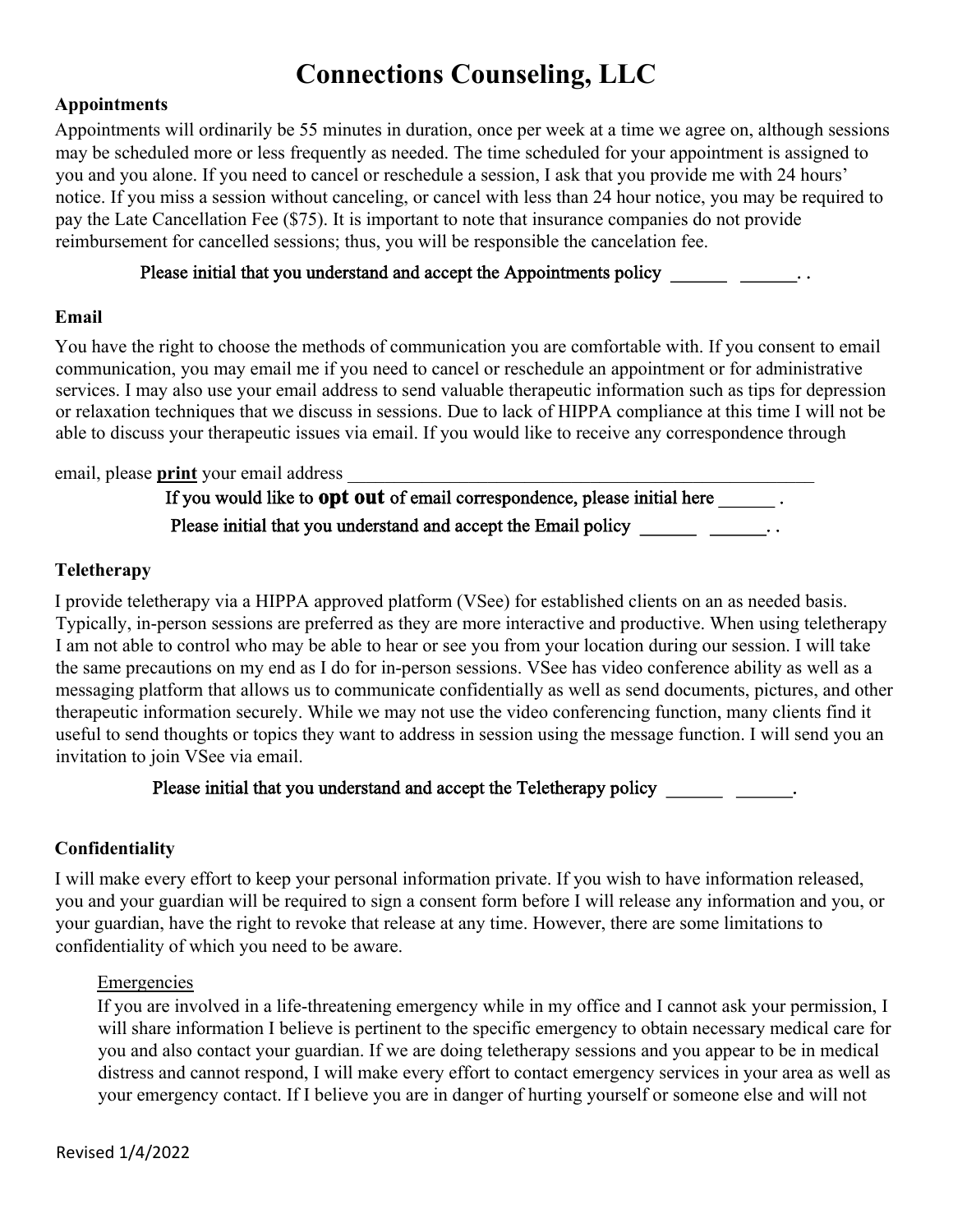# Connections Counseling, LLC

## Appointments

Appointments will ordinarily be 55 minutes in duration, once per week at a time we agree on, although sessions may be scheduled more or less frequently as needed. The time scheduled for your appointment is assigned to you and you alone. If you need to cancel or reschedule a session, I ask that you provide me with 24 hours' notice. If you miss a session without canceling, or cancel with less than 24 hour notice, you may be required to pay the Late Cancellation Fee ($75). It is important to note that insurance companies do not provide reimbursement for cancelled sessions; thus, you will be responsible the cancelation fee.

Please initial that you understand and accept the Appointments policy ______ ______. .

## Email

You have the right to choose the methods of communication you are comfortable with. If you consent to email communication, you may email me if you need to cancel or reschedule an appointment or for administrative services. I may also use your email address to send valuable therapeutic information such as tips for depression or relaxation techniques that we discuss in sessions. Due to lack of HIPPA compliance at this time I will not be able to discuss your therapeutic issues via email. If you would like to receive any correspondence through email, please **print** your email address ____________________________________________________

If you would like to **opt out** of email correspondence, please initial here ______ .

Please initial that you understand and accept the Email policy ______ ______. .

## Teletherapy

I provide teletherapy via a HIPPA approved platform (VSee) for established clients on an as needed basis. Typically, in-person sessions are preferred as they are more interactive and productive. When using teletherapy I am not able to control who may be able to hear or see you from your location during our session. I will take the same precautions on my end as I do for in-person sessions. VSee has video conference ability as well as a messaging platform that allows us to communicate confidentially as well as send documents, pictures, and other therapeutic information securely. While we may not use the video conferencing function, many clients find it useful to send thoughts or topics they want to address in session using the message function. I will send you an invitation to join VSee via email.

Please initial that you understand and accept the Teletherapy policy ______ ______.

## Confidentiality

I will make every effort to keep your personal information private. If you wish to have information released, you and your guardian will be required to sign a consent form before I will release any information and you, or your guardian, have the right to revoke that release at any time. However, there are some limitations to confidentiality of which you need to be aware.

### Emergencies

If you are involved in a life-threatening emergency while in my office and I cannot ask your permission, I will share information I believe is pertinent to the specific emergency to obtain necessary medical care for you and also contact your guardian. If we are doing teletherapy sessions and you appear to be in medical distress and cannot respond, I will make every effort to contact emergency services in your area as well as your emergency contact. If I believe you are in danger of hurting yourself or someone else and will not

Revised 1/4/2022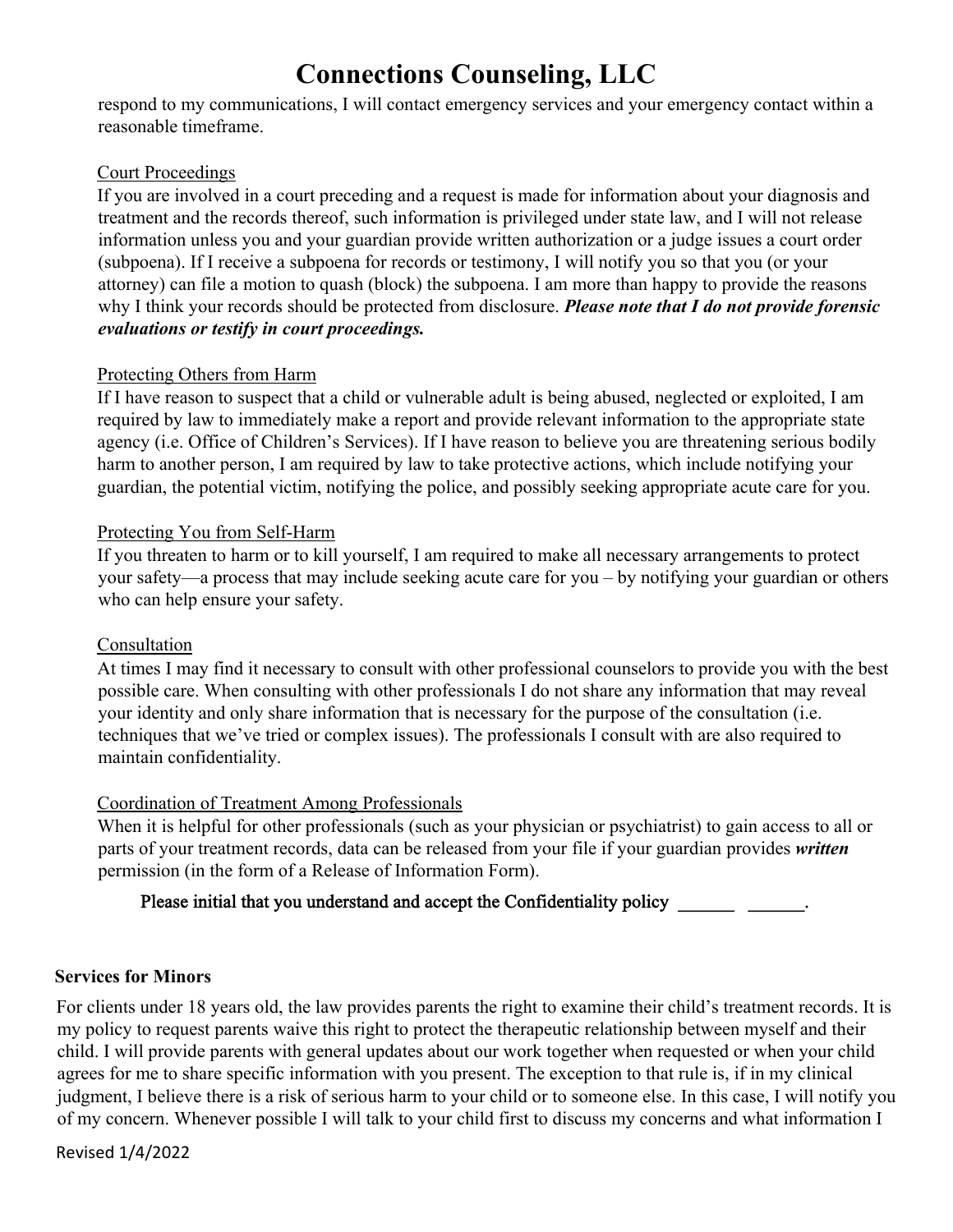respond to my communications, I will contact emergency services and your emergency contact within a reasonable timeframe.

Court Proceedings

If you are involved in a court preceding and a request is made for information about your diagnosis and treatment and the records thereof, such information is privileged under state law, and I will not release information unless you and your guardian provide written authorization or a judge issues a court order (subpoena). If I receive a subpoena for records or testimony, I will notify you so that you (or your attorney) can file a motion to quash (block) the subpoena. I am more than happy to provide the reasons why I think your records should be protected from disclosure. ***Please note that I do not provide forensic evaluations or testify in court proceedings.***

Protecting Others from Harm

If I have reason to suspect that a child or vulnerable adult is being abused, neglected or exploited, I am required by law to immediately make a report and provide relevant information to the appropriate state agency (i.e. Office of Children's Services). If I have reason to believe you are threatening serious bodily harm to another person, I am required by law to take protective actions, which include notifying your guardian, the potential victim, notifying the police, and possibly seeking appropriate acute care for you.

Protecting You from Self-Harm

If you threaten to harm or to kill yourself, I am required to make all necessary arrangements to protect your safety—a process that may include seeking acute care for you – by notifying your guardian or others who can help ensure your safety.

Consultation

At times I may find it necessary to consult with other professional counselors to provide you with the best possible care. When consulting with other professionals I do not share any information that may reveal your identity and only share information that is necessary for the purpose of the consultation (i.e. techniques that we've tried or complex issues). The professionals I consult with are also required to maintain confidentiality.

Coordination of Treatment Among Professionals

When it is helpful for other professionals (such as your physician or psychiatrist) to gain access to all or parts of your treatment records, data can be released from your file if your guardian provides ***written*** permission (in the form of a Release of Information Form).

Please initial that you understand and accept the Confidentiality policy ______ ______.

**Services for Minors**

For clients under 18 years old, the law provides parents the right to examine their child's treatment records. It is my policy to request parents waive this right to protect the therapeutic relationship between myself and their child. I will provide parents with general updates about our work together when requested or when your child agrees for me to share specific information with you present. The exception to that rule is, if in my clinical judgment, I believe there is a risk of serious harm to your child or to someone else. In this case, I will notify you of my concern. Whenever possible I will talk to your child first to discuss my concerns and what information I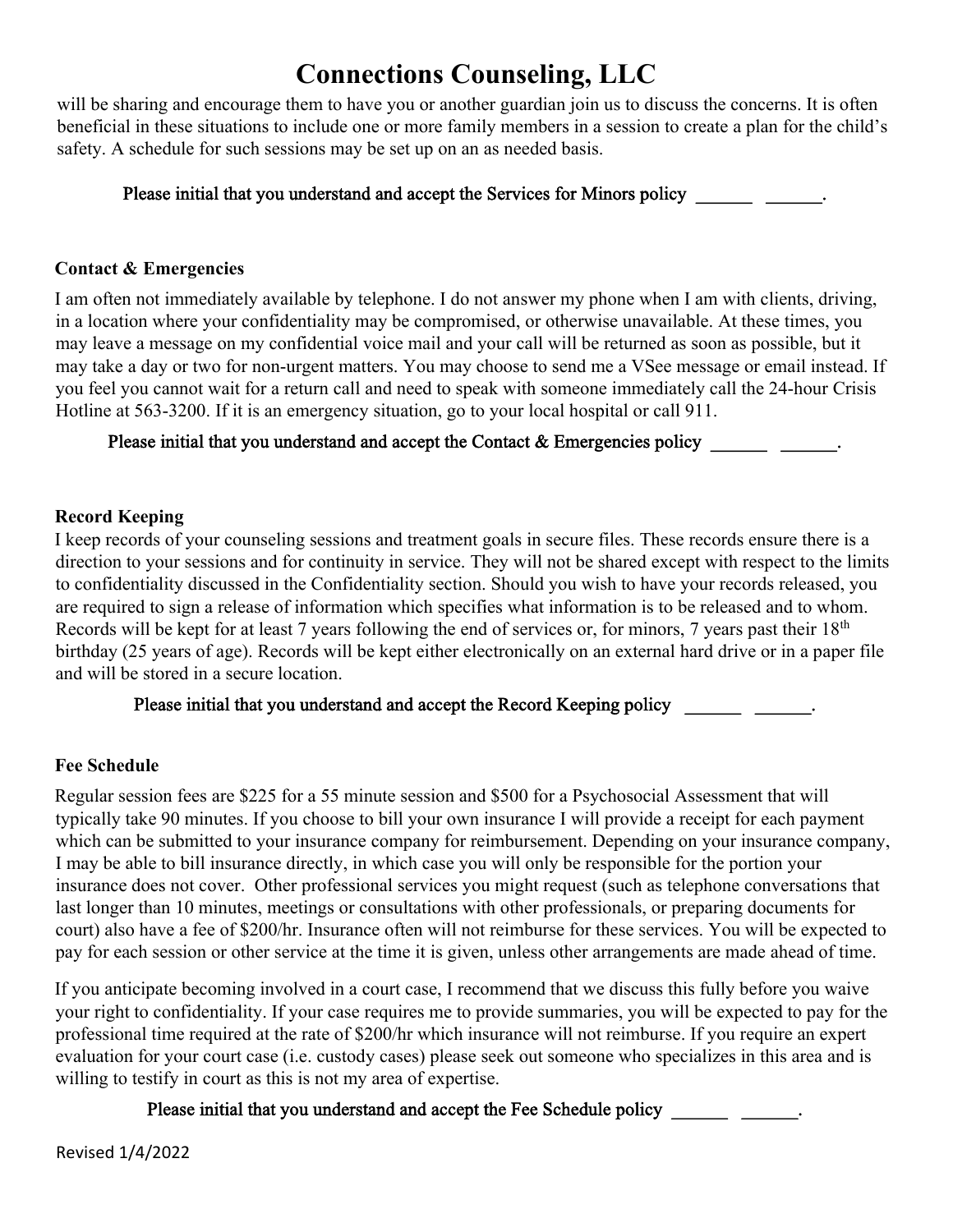will be sharing and encourage them to have you or another guardian join us to discuss the concerns. It is often beneficial in these situations to include one or more family members in a session to create a plan for the child's safety. A schedule for such sessions may be set up on an as needed basis.

Please initial that you understand and accept the Services for Minors policy ______ ______.

### Contact & Emergencies

I am often not immediately available by telephone. I do not answer my phone when I am with clients, driving, in a location where your confidentiality may be compromised, or otherwise unavailable. At these times, you may leave a message on my confidential voice mail and your call will be returned as soon as possible, but it may take a day or two for non-urgent matters. You may choose to send me a VSee message or email instead. If you feel you cannot wait for a return call and need to speak with someone immediately call the 24-hour Crisis Hotline at 563-3200. If it is an emergency situation, go to your local hospital or call 911.

Please initial that you understand and accept the Contact & Emergencies policy ______ ______.

### Record Keeping

I keep records of your counseling sessions and treatment goals in secure files. These records ensure there is a direction to your sessions and for continuity in service. They will not be shared except with respect to the limits to confidentiality discussed in the Confidentiality section. Should you wish to have your records released, you are required to sign a release of information which specifies what information is to be released and to whom. Records will be kept for at least 7 years following the end of services or, for minors, 7 years past their 18th birthday (25 years of age). Records will be kept either electronically on an external hard drive or in a paper file and will be stored in a secure location.

Please initial that you understand and accept the Record Keeping policy ______ ______.

### Fee Schedule

Regular session fees are $225 for a 55 minute session and $500 for a Psychosocial Assessment that will typically take 90 minutes. If you choose to bill your own insurance I will provide a receipt for each payment which can be submitted to your insurance company for reimbursement. Depending on your insurance company, I may be able to bill insurance directly, in which case you will only be responsible for the portion your insurance does not cover. Other professional services you might request (such as telephone conversations that last longer than 10 minutes, meetings or consultations with other professionals, or preparing documents for court) also have a fee of $200/hr. Insurance often will not reimburse for these services. You will be expected to pay for each session or other service at the time it is given, unless other arrangements are made ahead of time.

If you anticipate becoming involved in a court case, I recommend that we discuss this fully before you waive your right to confidentiality. If your case requires me to provide summaries, you will be expected to pay for the professional time required at the rate of $200/hr which insurance will not reimburse. If you require an expert evaluation for your court case (i.e. custody cases) please seek out someone who specializes in this area and is willing to testify in court as this is not my area of expertise.

Please initial that you understand and accept the Fee Schedule policy ______ ______.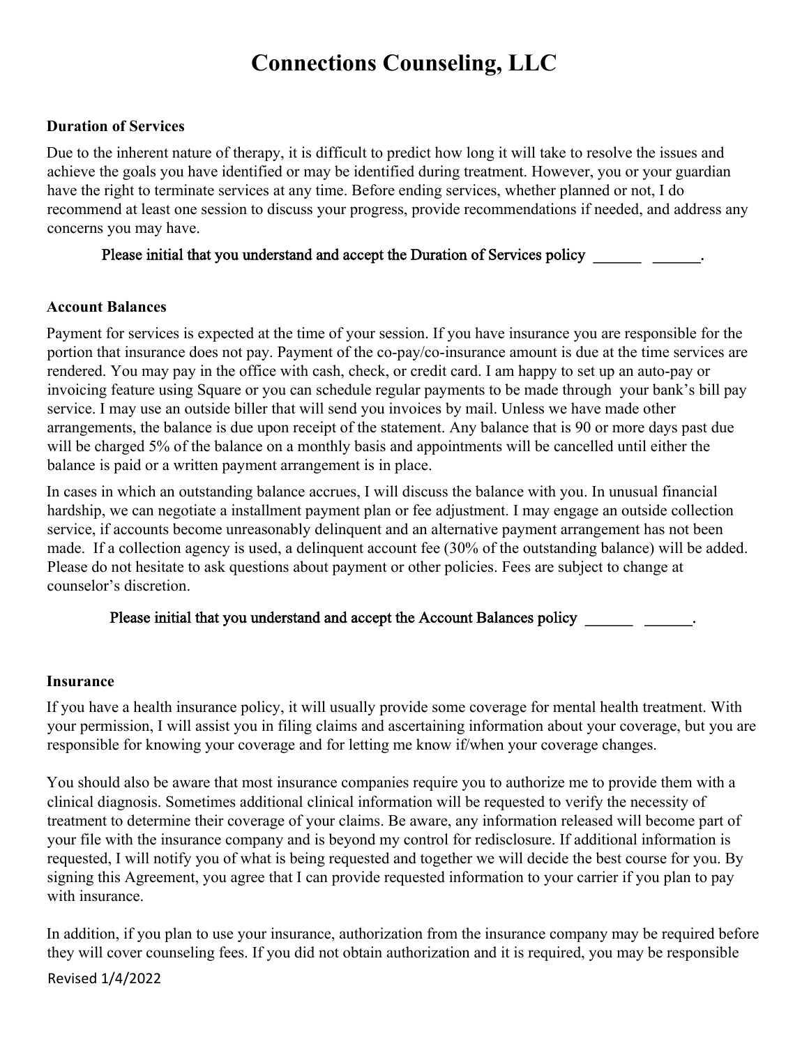# Connections Counseling, LLC

**Duration of Services**

Due to the inherent nature of therapy, it is difficult to predict how long it will take to resolve the issues and achieve the goals you have identified or may be identified during treatment. However, you or your guardian have the right to terminate services at any time. Before ending services, whether planned or not, I do recommend at least one session to discuss your progress, provide recommendations if needed, and address any concerns you may have.

Please initial that you understand and accept the Duration of Services policy ______ ______.

**Account Balances**

Payment for services is expected at the time of your session. If you have insurance you are responsible for the portion that insurance does not pay. Payment of the co-pay/co-insurance amount is due at the time services are rendered. You may pay in the office with cash, check, or credit card. I am happy to set up an auto-pay or invoicing feature using Square or you can schedule regular payments to be made through your bank's bill pay service. I may use an outside biller that will send you invoices by mail. Unless we have made other arrangements, the balance is due upon receipt of the statement. Any balance that is 90 or more days past due will be charged 5% of the balance on a monthly basis and appointments will be cancelled until either the balance is paid or a written payment arrangement is in place.

In cases in which an outstanding balance accrues, I will discuss the balance with you. In unusual financial hardship, we can negotiate a installment payment plan or fee adjustment. I may engage an outside collection service, if accounts become unreasonably delinquent and an alternative payment arrangement has not been made. If a collection agency is used, a delinquent account fee (30% of the outstanding balance) will be added. Please do not hesitate to ask questions about payment or other policies. Fees are subject to change at counselor's discretion.

Please initial that you understand and accept the Account Balances policy ______ ______.

**Insurance**

If you have a health insurance policy, it will usually provide some coverage for mental health treatment. With your permission, I will assist you in filing claims and ascertaining information about your coverage, but you are responsible for knowing your coverage and for letting me know if/when your coverage changes.

You should also be aware that most insurance companies require you to authorize me to provide them with a clinical diagnosis. Sometimes additional clinical information will be requested to verify the necessity of treatment to determine their coverage of your claims. Be aware, any information released will become part of your file with the insurance company and is beyond my control for redisclosure. If additional information is requested, I will notify you of what is being requested and together we will decide the best course for you. By signing this Agreement, you agree that I can provide requested information to your carrier if you plan to pay with insurance.

In addition, if you plan to use your insurance, authorization from the insurance company may be required before they will cover counseling fees. If you did not obtain authorization and it is required, you may be responsible

Revised 1/4/2022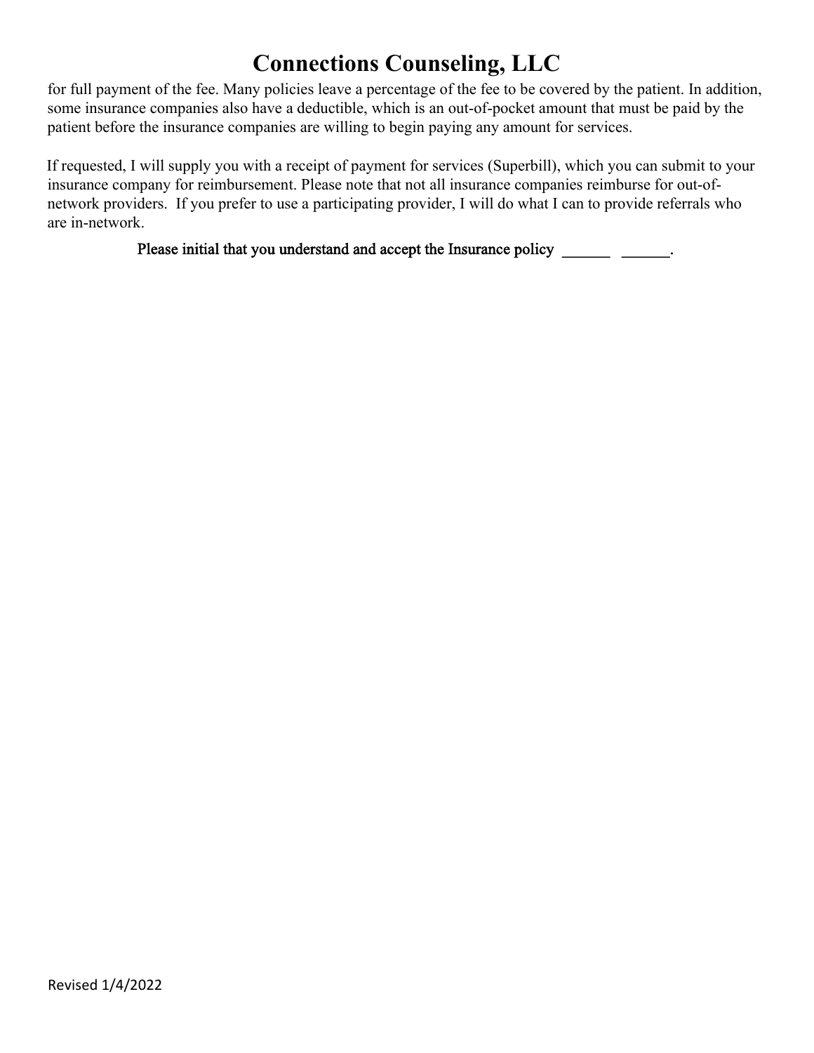for full payment of the fee. Many policies leave a percentage of the fee to be covered by the patient. In addition, some insurance companies also have a deductible, which is an out-of-pocket amount that must be paid by the patient before the insurance companies are willing to begin paying any amount for services.

If requested, I will supply you with a receipt of payment for services (Superbill), which you can submit to your insurance company for reimbursement. Please note that not all insurance companies reimburse for out-of-network providers. If you prefer to use a participating provider, I will do what I can to provide referrals who are in-network.

Please initial that you understand and accept the Insurance policy ______ ______.

Revised 1/4/2022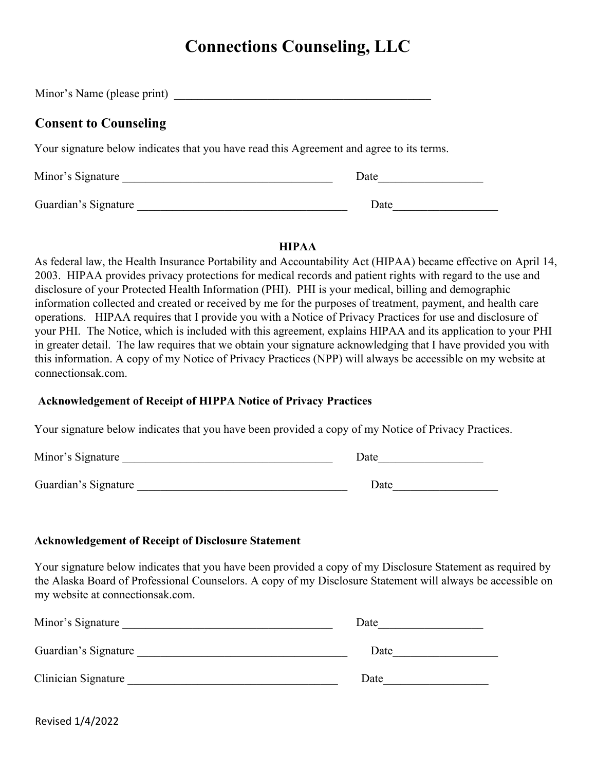# Connections Counseling, LLC

Minor's Name (please print) ____________________________________________

## Consent to Counseling

Your signature below indicates that you have read this Agreement and agree to its terms.

Minor's Signature ____________________________________ Date__________________

Guardian's Signature ____________________________________ Date__________________

**HIPAA**

As federal law, the Health Insurance Portability and Accountability Act (HIPAA) became effective on April 14, 2003. HIPAA provides privacy protections for medical records and patient rights with regard to the use and disclosure of your Protected Health Information (PHI). PHI is your medical, billing and demographic information collected and created or received by me for the purposes of treatment, payment, and health care operations. HIPAA requires that I provide you with a Notice of Privacy Practices for use and disclosure of your PHI. The Notice, which is included with this agreement, explains HIPAA and its application to your PHI in greater detail. The law requires that we obtain your signature acknowledging that I have provided you with this information. A copy of my Notice of Privacy Practices (NPP) will always be accessible on my website at connectionsak.com.

**Acknowledgement of Receipt of HIPPA Notice of Privacy Practices**

Your signature below indicates that you have been provided a copy of my Notice of Privacy Practices.

Minor's Signature ____________________________________ Date__________________

Guardian's Signature ____________________________________ Date__________________

**Acknowledgement of Receipt of Disclosure Statement**

Your signature below indicates that you have been provided a copy of my Disclosure Statement as required by the Alaska Board of Professional Counselors. A copy of my Disclosure Statement will always be accessible on my website at connectionsak.com.

Minor's Signature ____________________________________ Date__________________

Guardian's Signature ____________________________________ Date__________________

Clinician Signature ____________________________________ Date__________________

Revised 1/4/2022